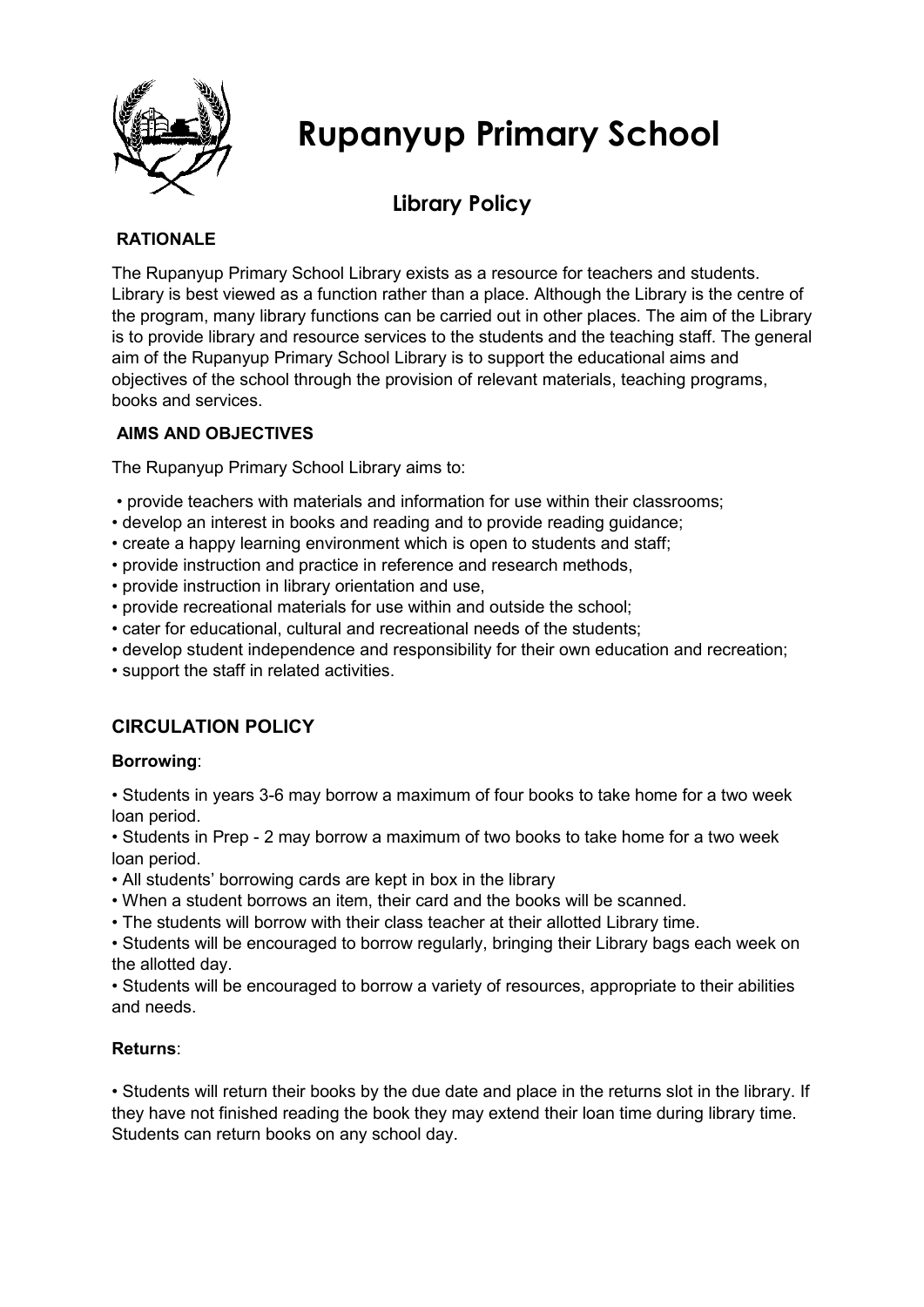# Rupanyup Primary School

## Library Policy

**RATIONALE**

The Rupanyup Primary School Library exists as a resource for teachers and students. Library is best viewed as a function rather than a place. Although the Library is the centre of the program, many library functions can be carried out in other places. The aim of the Library is to provide library and resource services to the students and the teaching staff. The general aim of the Rupanyup Primary School Library is to support the educational aims and objectives of the school through the provision of relevant materials, teaching programs, books and services.

**AIMS AND OBJECTIVES**

The Rupanyup Primary School Library aims to:

- provide teachers with materials and information for use within their classrooms;
- develop an interest in books and reading and to provide reading guidance;
- create a happy learning environment which is open to students and staff;
- provide instruction and practice in reference and research methods,
- provide instruction in library orientation and use,
- provide recreational materials for use within and outside the school;
- cater for educational, cultural and recreational needs of the students;
- develop student independence and responsibility for their own education and recreation;
- support the staff in related activities.

## CIRCULATION POLICY

**Borrowing**:

- Students in years 3-6 may borrow a maximum of four books to take home for a two week loan period.
- Students in Prep - 2 may borrow a maximum of two books to take home for a two week loan period.
- All students' borrowing cards are kept in box in the library
- When a student borrows an item, their card and the books will be scanned.
- The students will borrow with their class teacher at their allotted Library time.
- Students will be encouraged to borrow regularly, bringing their Library bags each week on the allotted day.
- Students will be encouraged to borrow a variety of resources, appropriate to their abilities and needs.

**Returns**:

- Students will return their books by the due date and place in the returns slot in the library. If they have not finished reading the book they may extend their loan time during library time. Students can return books on any school day.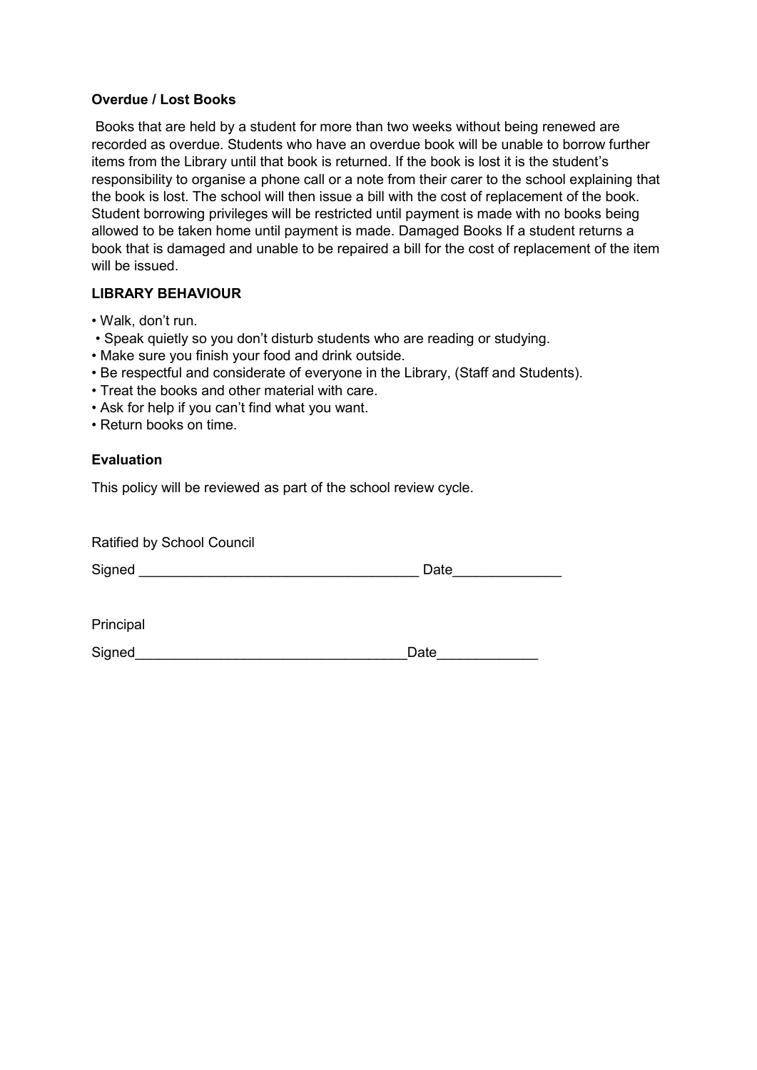**Overdue / Lost Books**

Books that are held by a student for more than two weeks without being renewed are recorded as overdue. Students who have an overdue book will be unable to borrow further items from the Library until that book is returned. If the book is lost it is the student's responsibility to organise a phone call or a note from their carer to the school explaining that the book is lost. The school will then issue a bill with the cost of replacement of the book. Student borrowing privileges will be restricted until payment is made with no books being allowed to be taken home until payment is made. Damaged Books If a student returns a book that is damaged and unable to be repaired a bill for the cost of replacement of the item will be issued.

**LIBRARY BEHAVIOUR**

- Walk, don't run.
- Speak quietly so you don't disturb students who are reading or studying.
- Make sure you finish your food and drink outside.
- Be respectful and considerate of everyone in the Library, (Staff and Students).
- Treat the books and other material with care.
- Ask for help if you can't find what you want.
- Return books on time.

**Evaluation**

This policy will be reviewed as part of the school review cycle.

Ratified by School Council

Signed ____________________________________ Date______________

Principal

Signed__________________________________Date_____________